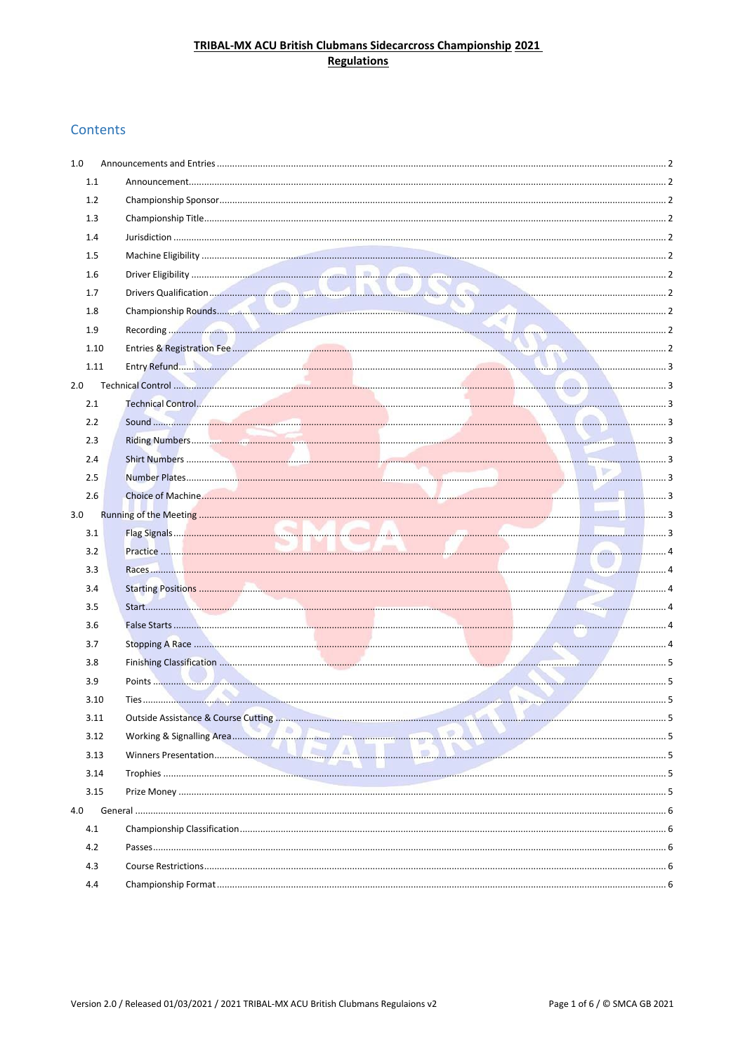**TRIBAL-MX ACU British Clubmans Sidecarcross Championship 2021**
**Regulations**

## Contents

1.0 Announcements and Entries ..... 2
- 1.1 Announcement ..... 2
- 1.2 Championship Sponsor ..... 2
- 1.3 Championship Title ..... 2
- 1.4 Jurisdiction ..... 2
- 1.5 Machine Eligibility ..... 2
- 1.6 Driver Eligibility ..... 2
- 1.7 Drivers Qualification ..... 2
- 1.8 Championship Rounds ..... 2
- 1.9 Recording ..... 2
- 1.10 Entries & Registration Fee ..... 2
- 1.11 Entry Refund ..... 3

2.0 Technical Control ..... 3
- 2.1 Technical Control ..... 3
- 2.2 Sound ..... 3
- 2.3 Riding Numbers ..... 3
- 2.4 Shirt Numbers ..... 3
- 2.5 Number Plates ..... 3
- 2.6 Choice of Machine ..... 3

3.0 Running of the Meeting ..... 3
- 3.1 Flag Signals ..... 3
- 3.2 Practice ..... 4
- 3.3 Races ..... 4
- 3.4 Starting Positions ..... 4
- 3.5 Start ..... 4
- 3.6 False Starts ..... 4
- 3.7 Stopping A Race ..... 4
- 3.8 Finishing Classification ..... 5
- 3.9 Points ..... 5
- 3.10 Ties ..... 5
- 3.11 Outside Assistance & Course Cutting ..... 5
- 3.12 Working & Signalling Area ..... 5
- 3.13 Winners Presentation ..... 5
- 3.14 Trophies ..... 5
- 3.15 Prize Money ..... 5

4.0 General ..... 6
- 4.1 Championship Classification ..... 6
- 4.2 Passes ..... 6
- 4.3 Course Restrictions ..... 6
- 4.4 Championship Format ..... 6

Version 2.0 / Released 01/03/2021 / 2021 TRIBAL-MX ACU British Clubmans Regulaions v2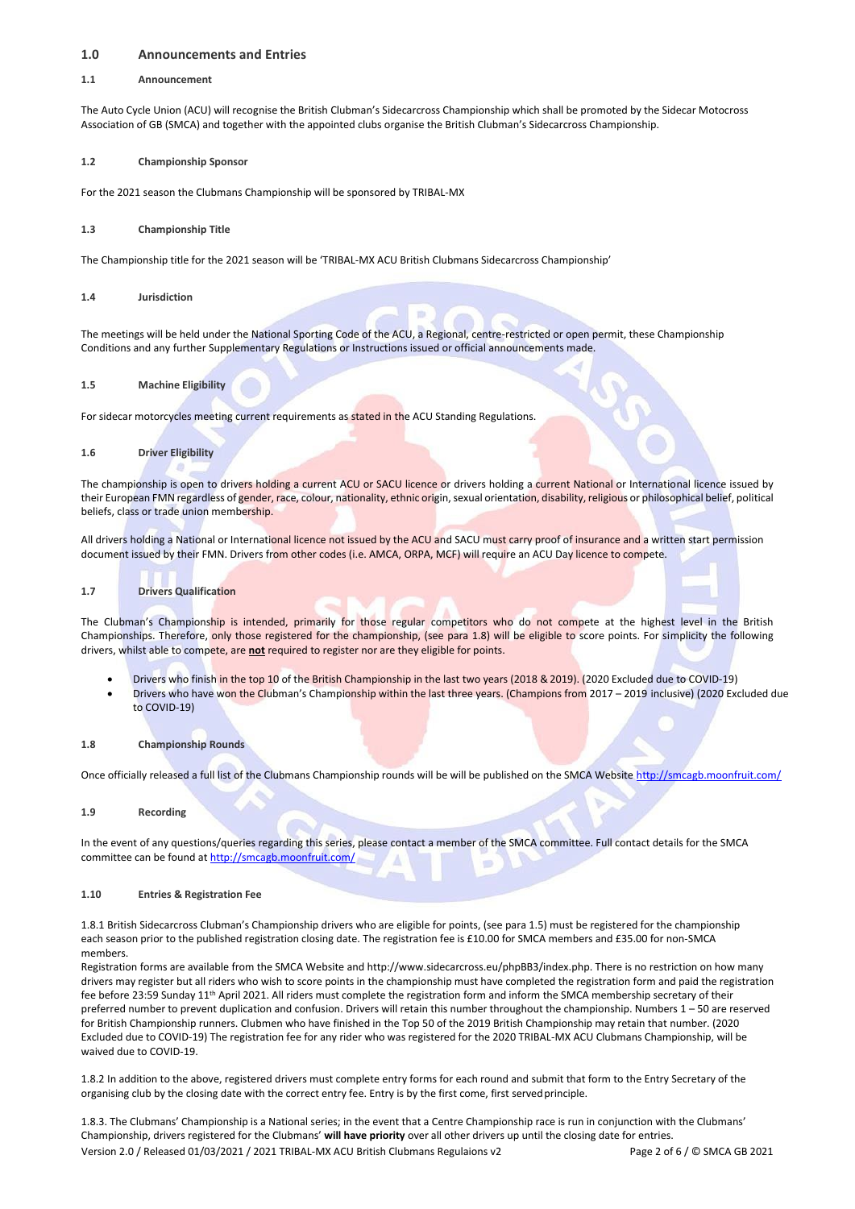## 1.0 Announcements and Entries

### 1.1 Announcement

The Auto Cycle Union (ACU) will recognise the British Clubman's Sidecarcross Championship which shall be promoted by the Sidecar Motocross Association of GB (SMCA) and together with the appointed clubs organise the British Clubman's Sidecarcross Championship.

### 1.2 Championship Sponsor

For the 2021 season the Clubmans Championship will be sponsored by TRIBAL-MX

### 1.3 Championship Title

The Championship title for the 2021 season will be 'TRIBAL-MX ACU British Clubmans Sidecarcross Championship'

### 1.4 Jurisdiction

The meetings will be held under the National Sporting Code of the ACU, a Regional, centre-restricted or open permit, these Championship Conditions and any further Supplementary Regulations or Instructions issued or official announcements made.

### 1.5 Machine Eligibility

For sidecar motorcycles meeting current requirements as stated in the ACU Standing Regulations.

### 1.6 Driver Eligibility

The championship is open to drivers holding a current ACU or SACU licence or drivers holding a current National or International licence issued by their European FMN regardless of gender, race, colour, nationality, ethnic origin, sexual orientation, disability, religious or philosophical belief, political beliefs, class or trade union membership.

All drivers holding a National or International licence not issued by the ACU and SACU must carry proof of insurance and a written start permission document issued by their FMN. Drivers from other codes (i.e. AMCA, ORPA, MCF) will require an ACU Day licence to compete.

### 1.7 Drivers Qualification

The Clubman's Championship is intended, primarily for those regular competitors who do not compete at the highest level in the British Championships. Therefore, only those registered for the championship, (see para 1.8) will be eligible to score points. For simplicity the following drivers, whilst able to compete, are **not** required to register nor are they eligible for points.

- Drivers who finish in the top 10 of the British Championship in the last two years (2018 & 2019). (2020 Excluded due to COVID-19)
- Drivers who have won the Clubman's Championship within the last three years. (Champions from 2017 – 2019 inclusive) (2020 Excluded due to COVID-19)

### 1.8 Championship Rounds

Once officially released a full list of the Clubmans Championship rounds will be will be published on the SMCA Website http://smcagb.moonfruit.com/

### 1.9 Recording

In the event of any questions/queries regarding this series, please contact a member of the SMCA committee. Full contact details for the SMCA committee can be found at http://smcagb.moonfruit.com/

### 1.10 Entries & Registration Fee

1.8.1 British Sidecarcross Clubman's Championship drivers who are eligible for points, (see para 1.5) must be registered for the championship each season prior to the published registration closing date. The registration fee is £10.00 for SMCA members and £35.00 for non-SMCA members.
Registration forms are available from the SMCA Website and http://www.sidecarcross.eu/phpBB3/index.php. There is no restriction on how many drivers may register but all riders who wish to score points in the championship must have completed the registration form and paid the registration fee before 23:59 Sunday 11th April 2021. All riders must complete the registration form and inform the SMCA membership secretary of their preferred number to prevent duplication and confusion. Drivers will retain this number throughout the championship. Numbers 1 – 50 are reserved for British Championship runners. Clubmen who have finished in the Top 50 of the 2019 British Championship may retain that number. (2020 Excluded due to COVID-19) The registration fee for any rider who was registered for the 2020 TRIBAL-MX ACU Clubmans Championship, will be waived due to COVID-19.

1.8.2 In addition to the above, registered drivers must complete entry forms for each round and submit that form to the Entry Secretary of the organising club by the closing date with the correct entry fee. Entry is by the first come, first served principle.

1.8.3. The Clubmans' Championship is a National series; in the event that a Centre Championship race is run in conjunction with the Clubmans' Championship, drivers registered for the Clubmans' **will have priority** over all other drivers up until the closing date for entries.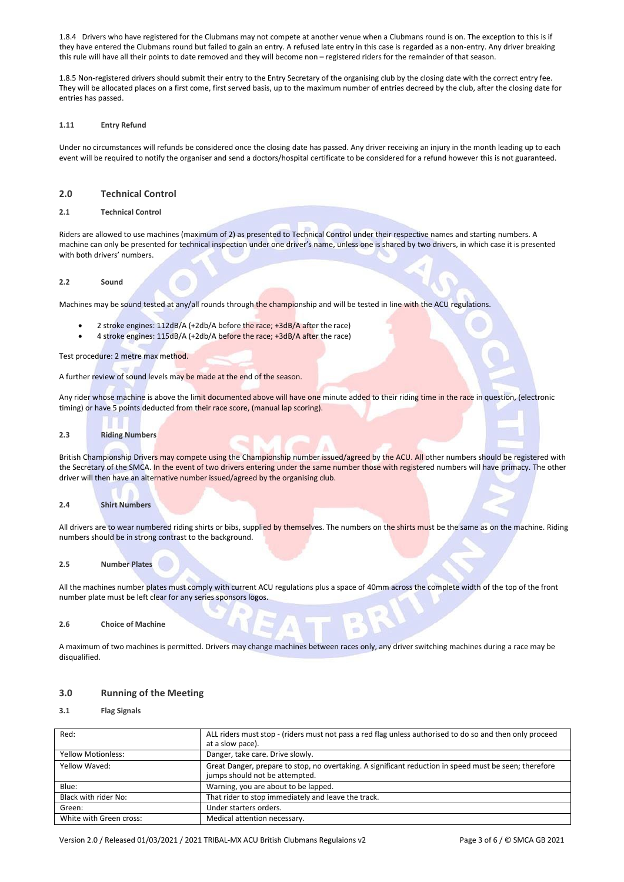1.8.4 Drivers who have registered for the Clubmans may not compete at another venue when a Clubmans round is on. The exception to this is if they have entered the Clubmans round but failed to gain an entry. A refused late entry in this case is regarded as a non-entry. Any driver breaking this rule will have all their points to date removed and they will become non – registered riders for the remainder of that season.

1.8.5 Non-registered drivers should submit their entry to the Entry Secretary of the organising club by the closing date with the correct entry fee. They will be allocated places on a first come, first served basis, up to the maximum number of entries decreed by the club, after the closing date for entries has passed.

#### 1.11 Entry Refund

Under no circumstances will refunds be considered once the closing date has passed. Any driver receiving an injury in the month leading up to each event will be required to notify the organiser and send a doctors/hospital certificate to be considered for a refund however this is not guaranteed.

## 2.0 Technical Control

#### 2.1 Technical Control

Riders are allowed to use machines (maximum of 2) as presented to Technical Control under their respective names and starting numbers. A machine can only be presented for technical inspection under one driver's name, unless one is shared by two drivers, in which case it is presented with both drivers' numbers.

#### 2.2 Sound

Machines may be sound tested at any/all rounds through the championship and will be tested in line with the ACU regulations.

- 2 stroke engines: 112dB/A (+2db/A before the race; +3dB/A after the race)
- 4 stroke engines: 115dB/A (+2db/A before the race; +3dB/A after the race)

Test procedure: 2 metre max method.

A further review of sound levels may be made at the end of the season.

Any rider whose machine is above the limit documented above will have one minute added to their riding time in the race in question, (electronic timing) or have 5 points deducted from their race score, (manual lap scoring).

#### 2.3 Riding Numbers

British Championship Drivers may compete using the Championship number issued/agreed by the ACU. All other numbers should be registered with the Secretary of the SMCA. In the event of two drivers entering under the same number those with registered numbers will have primacy. The other driver will then have an alternative number issued/agreed by the organising club.

#### 2.4 Shirt Numbers

All drivers are to wear numbered riding shirts or bibs, supplied by themselves. The numbers on the shirts must be the same as on the machine. Riding numbers should be in strong contrast to the background.

#### 2.5 Number Plates

All the machines number plates must comply with current ACU regulations plus a space of 40mm across the complete width of the top of the front number plate must be left clear for any series sponsors logos.

#### 2.6 Choice of Machine

A maximum of two machines is permitted. Drivers may change machines between races only, any driver switching machines during a race may be disqualified.

## 3.0 Running of the Meeting

#### 3.1 Flag Signals

| | |
|---|---|
| Red: | ALL riders must stop - (riders must not pass a red flag unless authorised to do so and then only proceed at a slow pace). |
| Yellow Motionless: | Danger, take care. Drive slowly. |
| Yellow Waved: | Great Danger, prepare to stop, no overtaking. A significant reduction in speed must be seen; therefore jumps should not be attempted. |
| Blue: | Warning, you are about to be lapped. |
| Black with rider No: | That rider to stop immediately and leave the track. |
| Green: | Under starters orders. |
| White with Green cross: | Medical attention necessary. |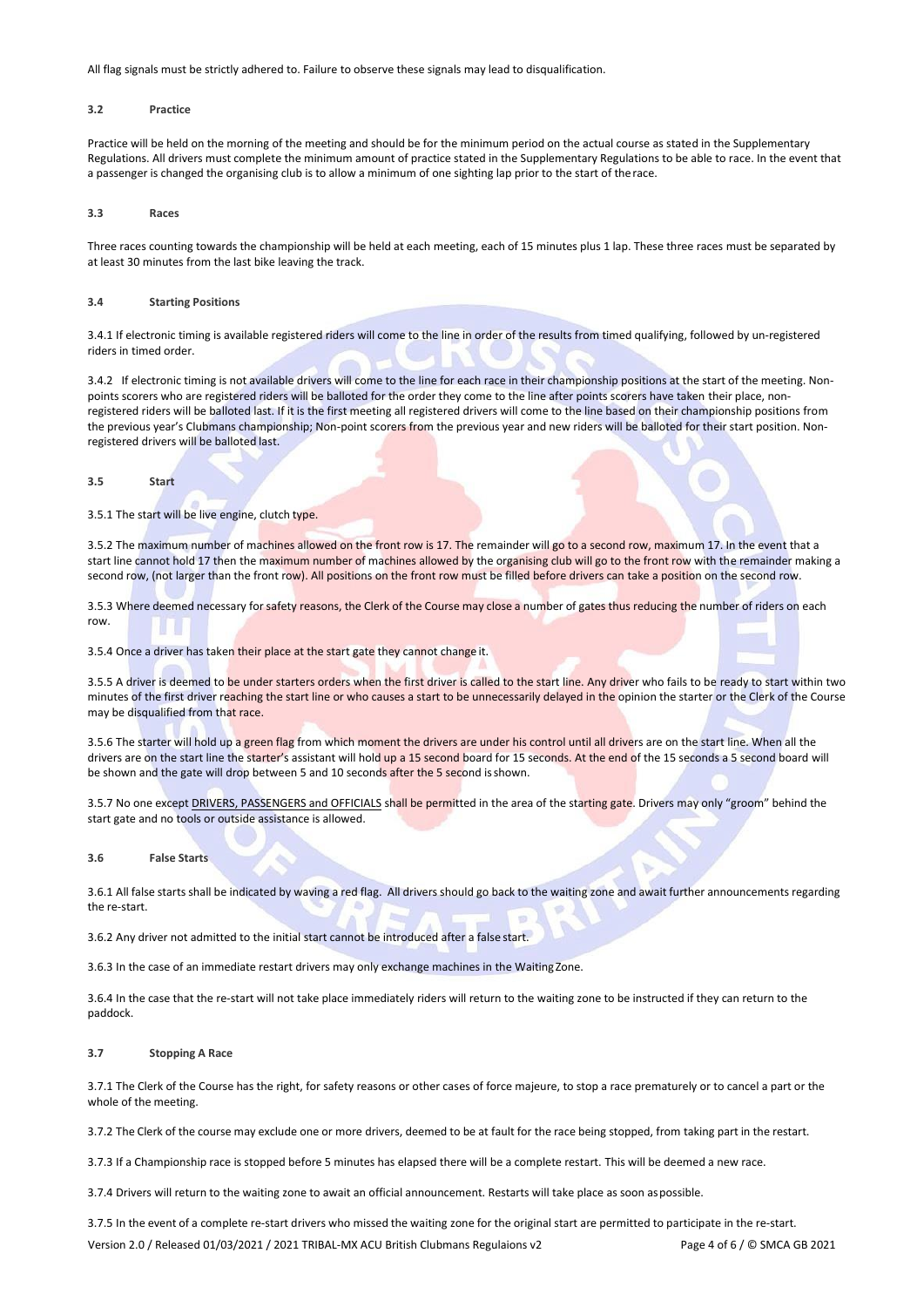All flag signals must be strictly adhered to. Failure to observe these signals may lead to disqualification.

### 3.2 Practice

Practice will be held on the morning of the meeting and should be for the minimum period on the actual course as stated in the Supplementary Regulations. All drivers must complete the minimum amount of practice stated in the Supplementary Regulations to be able to race. In the event that a passenger is changed the organising club is to allow a minimum of one sighting lap prior to the start of the race.

### 3.3 Races

Three races counting towards the championship will be held at each meeting, each of 15 minutes plus 1 lap. These three races must be separated by at least 30 minutes from the last bike leaving the track.

### 3.4 Starting Positions

3.4.1 If electronic timing is available registered riders will come to the line in order of the results from timed qualifying, followed by un-registered riders in timed order.

3.4.2 If electronic timing is not available drivers will come to the line for each race in their championship positions at the start of the meeting. Non-points scorers who are registered riders will be balloted for the order they come to the line after points scorers have taken their place, non-registered riders will be balloted last. If it is the first meeting all registered drivers will come to the line based on their championship positions from the previous year's Clubmans championship; Non-point scorers from the previous year and new riders will be balloted for their start position. Non-registered drivers will be balloted last.

### 3.5 Start

3.5.1 The start will be live engine, clutch type.

3.5.2 The maximum number of machines allowed on the front row is 17. The remainder will go to a second row, maximum 17. In the event that a start line cannot hold 17 then the maximum number of machines allowed by the organising club will go to the front row with the remainder making a second row, (not larger than the front row). All positions on the front row must be filled before drivers can take a position on the second row.

3.5.3 Where deemed necessary for safety reasons, the Clerk of the Course may close a number of gates thus reducing the number of riders on each row.

3.5.4 Once a driver has taken their place at the start gate they cannot change it.

3.5.5 A driver is deemed to be under starters orders when the first driver is called to the start line. Any driver who fails to be ready to start within two minutes of the first driver reaching the start line or who causes a start to be unnecessarily delayed in the opinion the starter or the Clerk of the Course may be disqualified from that race.

3.5.6 The starter will hold up a green flag from which moment the drivers are under his control until all drivers are on the start line. When all the drivers are on the start line the starter's assistant will hold up a 15 second board for 15 seconds. At the end of the 15 seconds a 5 second board will be shown and the gate will drop between 5 and 10 seconds after the 5 second is shown.

3.5.7 No one except DRIVERS, PASSENGERS and OFFICIALS shall be permitted in the area of the starting gate. Drivers may only "groom" behind the start gate and no tools or outside assistance is allowed.

### 3.6 False Starts

3.6.1 All false starts shall be indicated by waving a red flag. All drivers should go back to the waiting zone and await further announcements regarding the re-start.

3.6.2 Any driver not admitted to the initial start cannot be introduced after a false start.

3.6.3 In the case of an immediate restart drivers may only exchange machines in the Waiting Zone.

3.6.4 In the case that the re-start will not take place immediately riders will return to the waiting zone to be instructed if they can return to the paddock.

### 3.7 Stopping A Race

3.7.1 The Clerk of the Course has the right, for safety reasons or other cases of force majeure, to stop a race prematurely or to cancel a part or the whole of the meeting.

3.7.2 The Clerk of the course may exclude one or more drivers, deemed to be at fault for the race being stopped, from taking part in the restart.

3.7.3 If a Championship race is stopped before 5 minutes has elapsed there will be a complete restart. This will be deemed a new race.

3.7.4 Drivers will return to the waiting zone to await an official announcement. Restarts will take place as soon as possible.

3.7.5 In the event of a complete re-start drivers who missed the waiting zone for the original start are permitted to participate in the re-start.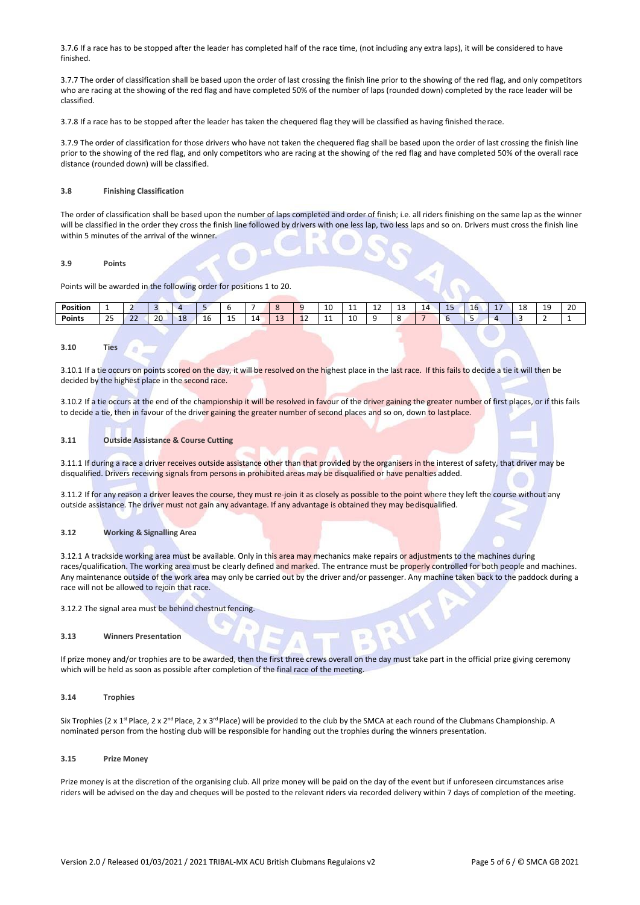3.7.6 If a race has to be stopped after the leader has completed half of the race time, (not including any extra laps), it will be considered to have finished.

3.7.7 The order of classification shall be based upon the order of last crossing the finish line prior to the showing of the red flag, and only competitors who are racing at the showing of the red flag and have completed 50% of the number of laps (rounded down) completed by the race leader will be classified.

3.7.8 If a race has to be stopped after the leader has taken the chequered flag they will be classified as having finished the race.

3.7.9 The order of classification for those drivers who have not taken the chequered flag shall be based upon the order of last crossing the finish line prior to the showing of the red flag, and only competitors who are racing at the showing of the red flag and have completed 50% of the overall race distance (rounded down) will be classified.

### 3.8 Finishing Classification

The order of classification shall be based upon the number of laps completed and order of finish; i.e. all riders finishing on the same lap as the winner will be classified in the order they cross the finish line followed by drivers with one less lap, two less laps and so on. Drivers must cross the finish line within 5 minutes of the arrival of the winner.

### 3.9 Points

Points will be awarded in the following order for positions 1 to 20.

| **Position** | 1 | 2 | 3 | 4 | 5 | 6 | 7 | 8 | 9 | 10 | 11 | 12 | 13 | 14 | 15 | 16 | 17 | 18 | 19 | 20 |
|---|---|---|---|---|---|---|---|---|---|---|---|---|---|---|---|---|---|---|---|---|
| **Points** | 25 | 22 | 20 | 18 | 16 | 15 | 14 | 13 | 12 | 11 | 10 | 9 | 8 | 7 | 6 | 5 | 4 | 3 | 2 | 1 |

### 3.10 Ties

3.10.1 If a tie occurs on points scored on the day, it will be resolved on the highest place in the last race. If this fails to decide a tie it will then be decided by the highest place in the second race.

3.10.2 If a tie occurs at the end of the championship it will be resolved in favour of the driver gaining the greater number of first places, or if this fails to decide a tie, then in favour of the driver gaining the greater number of second places and so on, down to last place.

### 3.11 Outside Assistance & Course Cutting

3.11.1 If during a race a driver receives outside assistance other than that provided by the organisers in the interest of safety, that driver may be disqualified. Drivers receiving signals from persons in prohibited areas may be disqualified or have penalties added.

3.11.2 If for any reason a driver leaves the course, they must re-join it as closely as possible to the point where they left the course without any outside assistance. The driver must not gain any advantage. If any advantage is obtained they may be disqualified.

### 3.12 Working & Signalling Area

3.12.1 A trackside working area must be available. Only in this area may mechanics make repairs or adjustments to the machines during races/qualification. The working area must be clearly defined and marked. The entrance must be properly controlled for both people and machines. Any maintenance outside of the work area may only be carried out by the driver and/or passenger. Any machine taken back to the paddock during a race will not be allowed to rejoin that race.

3.12.2 The signal area must be behind chestnut fencing.

### 3.13 Winners Presentation

If prize money and/or trophies are to be awarded, then the first three crews overall on the day must take part in the official prize giving ceremony which will be held as soon as possible after completion of the final race of the meeting.

### 3.14 Trophies

Six Trophies (2 x 1st Place, 2 x 2nd Place, 2 x 3rd Place) will be provided to the club by the SMCA at each round of the Clubmans Championship. A nominated person from the hosting club will be responsible for handing out the trophies during the winners presentation.

### 3.15 Prize Money

Prize money is at the discretion of the organising club. All prize money will be paid on the day of the event but if unforeseen circumstances arise riders will be advised on the day and cheques will be posted to the relevant riders via recorded delivery within 7 days of completion of the meeting.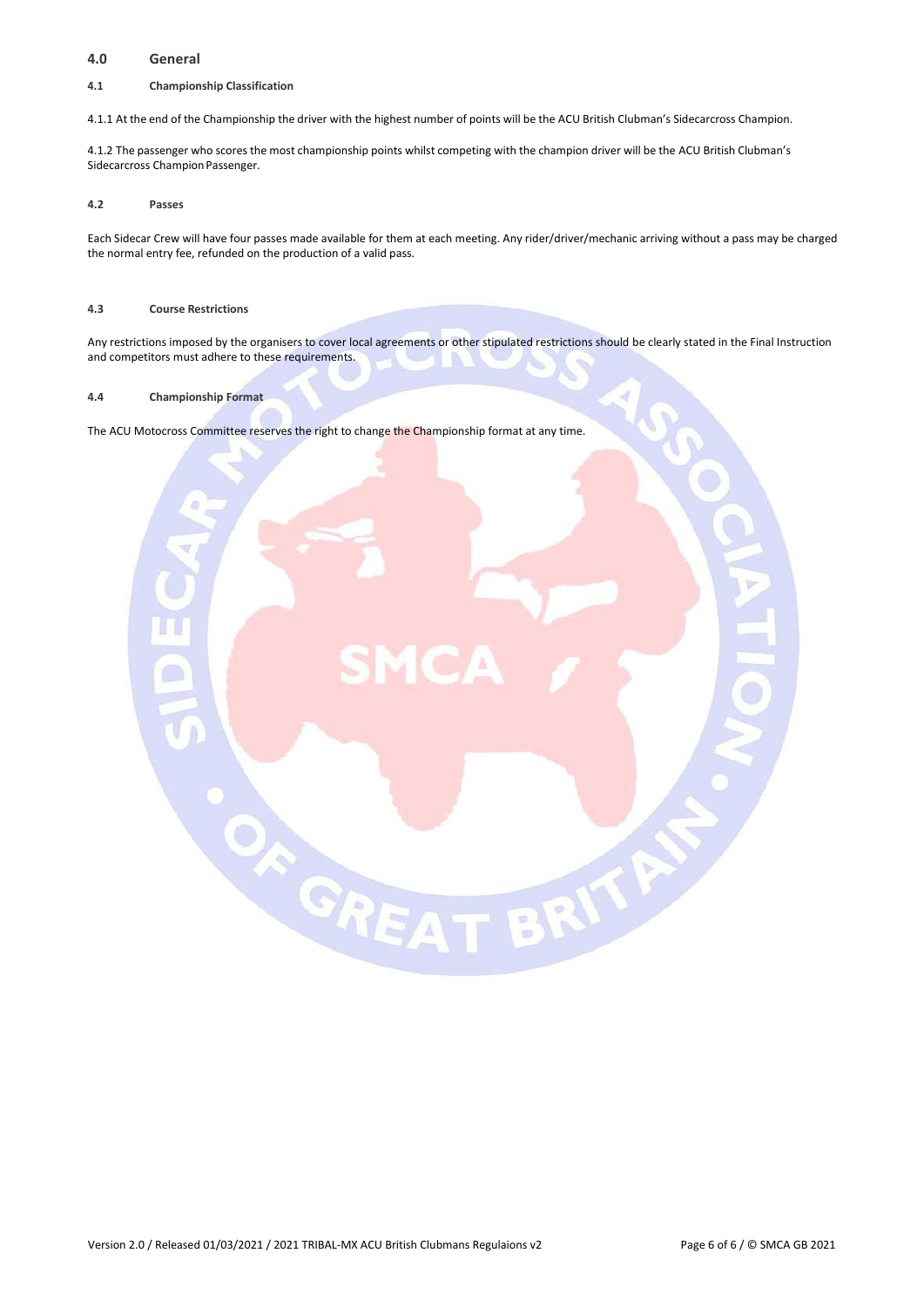## 4.0 General

### 4.1 Championship Classification

4.1.1 At the end of the Championship the driver with the highest number of points will be the ACU British Clubman's Sidecarcross Champion.

4.1.2 The passenger who scores the most championship points whilst competing with the champion driver will be the ACU British Clubman's Sidecarcross Champion Passenger.

### 4.2 Passes

Each Sidecar Crew will have four passes made available for them at each meeting. Any rider/driver/mechanic arriving without a pass may be charged the normal entry fee, refunded on the production of a valid pass.

### 4.3 Course Restrictions

Any restrictions imposed by the organisers to cover local agreements or other stipulated restrictions should be clearly stated in the Final Instruction and competitors must adhere to these requirements.

### 4.4 Championship Format

The ACU Motocross Committee reserves the right to change the Championship format at any time.